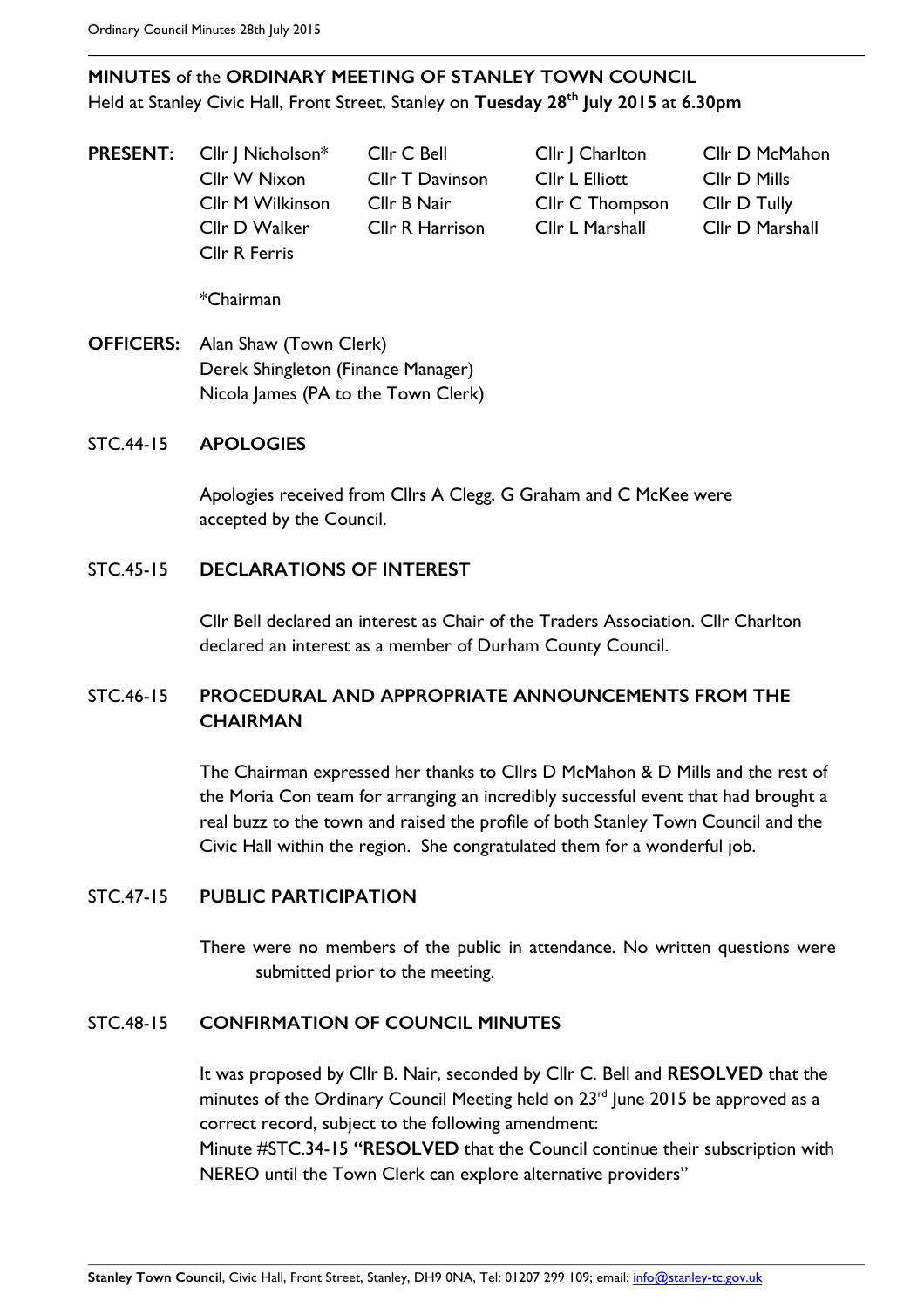**MINUTES** of the **ORDINARY MEETING OF STANLEY TOWN COUNCIL**
Held at Stanley Civic Hall, Front Street, Stanley on **Tuesday 28th July 2015** at **6.30pm**

**PRESENT:**

| | | | |
|---|---|---|---|
| Cllr J Nicholson* | Cllr C Bell | Cllr J Charlton | Cllr D McMahon |
| Cllr W Nixon | Cllr T Davinson | Cllr L Elliott | Cllr D Mills |
| Cllr M Wilkinson | Cllr B Nair | Cllr C Thompson | Cllr D Tully |
| Cllr D Walker | Cllr R Harrison | Cllr L Marshall | Cllr D Marshall |
| Cllr R Ferris | | | |

*Chairman

**OFFICERS:** Alan Shaw (Town Clerk)
Derek Shingleton (Finance Manager)
Nicola James (PA to the Town Clerk)

## STC.44-15 APOLOGIES

Apologies received from Cllrs A Clegg, G Graham and C McKee were accepted by the Council.

## STC.45-15 DECLARATIONS OF INTEREST

Cllr Bell declared an interest as Chair of the Traders Association. Cllr Charlton declared an interest as a member of Durham County Council.

## STC.46-15 PROCEDURAL AND APPROPRIATE ANNOUNCEMENTS FROM THE CHAIRMAN

The Chairman expressed her thanks to Cllrs D McMahon & D Mills and the rest of the Moria Con team for arranging an incredibly successful event that had brought a real buzz to the town and raised the profile of both Stanley Town Council and the Civic Hall within the region. She congratulated them for a wonderful job.

## STC.47-15 PUBLIC PARTICIPATION

There were no members of the public in attendance. No written questions were submitted prior to the meeting.

## STC.48-15 CONFIRMATION OF COUNCIL MINUTES

It was proposed by Cllr B. Nair, seconded by Cllr C. Bell and **RESOLVED** that the minutes of the Ordinary Council Meeting held on 23rd June 2015 be approved as a correct record, subject to the following amendment:
Minute #STC.34-15 "**RESOLVED** that the Council continue their subscription with NEREO until the Town Clerk can explore alternative providers"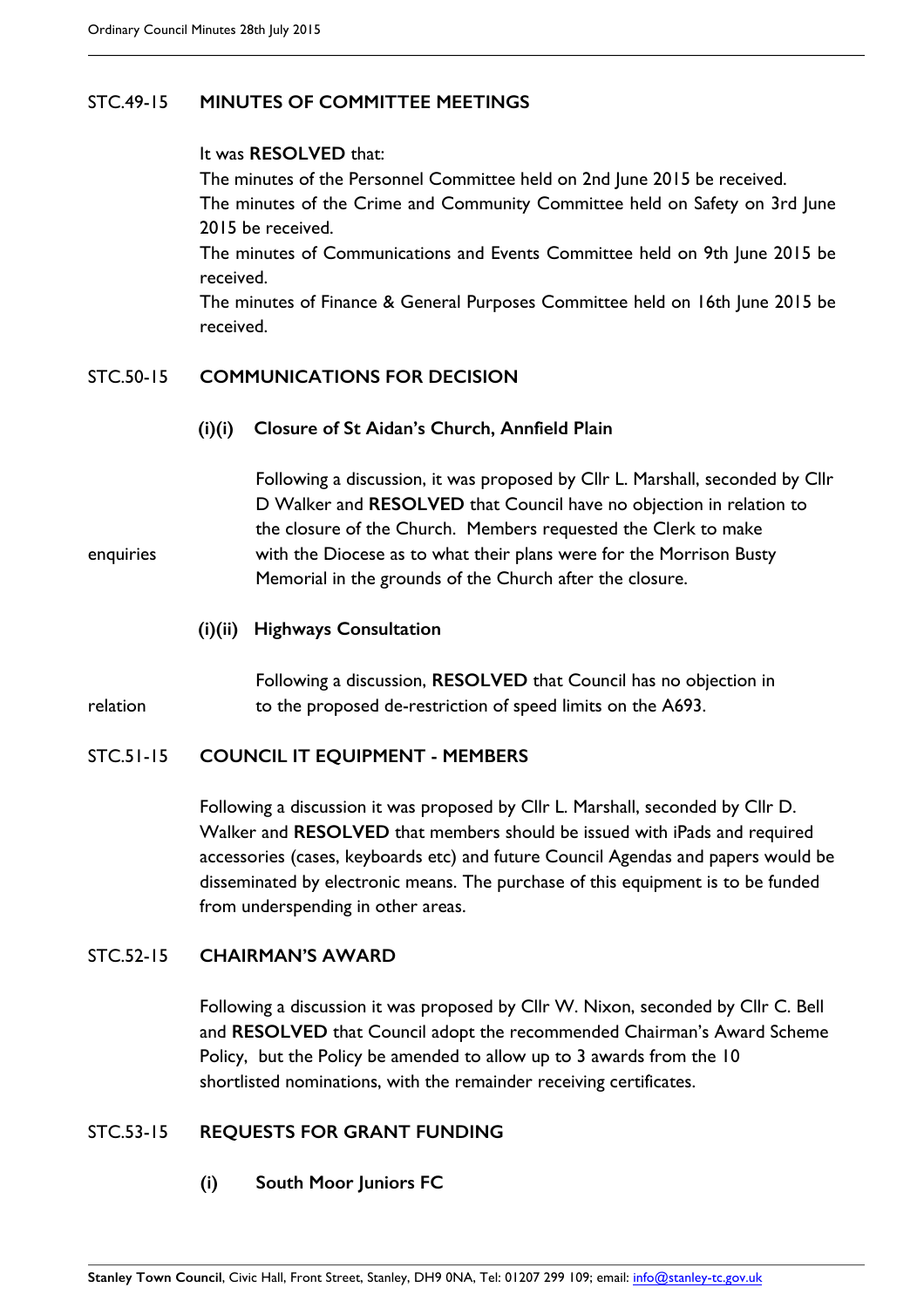## STC.49-15 MINUTES OF COMMITTEE MEETINGS

It was **RESOLVED** that:

The minutes of the Personnel Committee held on 2nd June 2015 be received.

The minutes of the Crime and Community Committee held on Safety on 3rd June 2015 be received.

The minutes of Communications and Events Committee held on 9th June 2015 be received.

The minutes of Finance & General Purposes Committee held on 16th June 2015 be received.

## STC.50-15 COMMUNICATIONS FOR DECISION

### (i)(i) Closure of St Aidan's Church, Annfield Plain

Following a discussion, it was proposed by Cllr L. Marshall, seconded by Cllr D Walker and **RESOLVED** that Council have no objection in relation to the closure of the Church. Members requested the Clerk to make enquiries with the Diocese as to what their plans were for the Morrison Busty Memorial in the grounds of the Church after the closure.

### (i)(ii) Highways Consultation

Following a discussion, **RESOLVED** that Council has no objection in relation to the proposed de-restriction of speed limits on the A693.

## STC.51-15 COUNCIL IT EQUIPMENT - MEMBERS

Following a discussion it was proposed by Cllr L. Marshall, seconded by Cllr D. Walker and **RESOLVED** that members should be issued with iPads and required accessories (cases, keyboards etc) and future Council Agendas and papers would be disseminated by electronic means. The purchase of this equipment is to be funded from underspending in other areas.

## STC.52-15 CHAIRMAN'S AWARD

Following a discussion it was proposed by Cllr W. Nixon, seconded by Cllr C. Bell and **RESOLVED** that Council adopt the recommended Chairman's Award Scheme Policy, but the Policy be amended to allow up to 3 awards from the 10 shortlisted nominations, with the remainder receiving certificates.

## STC.53-15 REQUESTS FOR GRANT FUNDING

### (i) South Moor Juniors FC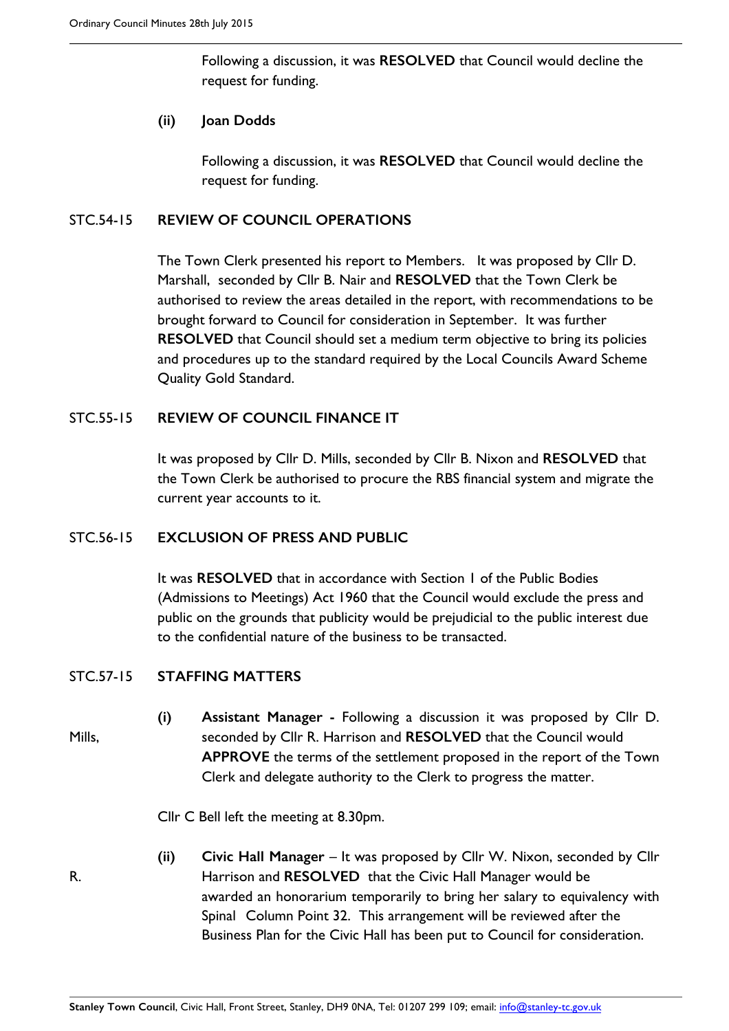Following a discussion, it was **RESOLVED** that Council would decline the request for funding.

**(ii) Joan Dodds**

Following a discussion, it was **RESOLVED** that Council would decline the request for funding.

## STC.54-15 REVIEW OF COUNCIL OPERATIONS

The Town Clerk presented his report to Members. It was proposed by Cllr D. Marshall, seconded by Cllr B. Nair and **RESOLVED** that the Town Clerk be authorised to review the areas detailed in the report, with recommendations to be brought forward to Council for consideration in September. It was further **RESOLVED** that Council should set a medium term objective to bring its policies and procedures up to the standard required by the Local Councils Award Scheme Quality Gold Standard.

## STC.55-15 REVIEW OF COUNCIL FINANCE IT

It was proposed by Cllr D. Mills, seconded by Cllr B. Nixon and **RESOLVED** that the Town Clerk be authorised to procure the RBS financial system and migrate the current year accounts to it.

## STC.56-15 EXCLUSION OF PRESS AND PUBLIC

It was **RESOLVED** that in accordance with Section 1 of the Public Bodies (Admissions to Meetings) Act 1960 that the Council would exclude the press and public on the grounds that publicity would be prejudicial to the public interest due to the confidential nature of the business to be transacted.

## STC.57-15 STAFFING MATTERS

**(i) Assistant Manager -** Following a discussion it was proposed by Cllr D. Mills, seconded by Cllr R. Harrison and **RESOLVED** that the Council would **APPROVE** the terms of the settlement proposed in the report of the Town Clerk and delegate authority to the Clerk to progress the matter.

Cllr C Bell left the meeting at 8.30pm.

**(ii) Civic Hall Manager** – It was proposed by Cllr W. Nixon, seconded by Cllr R. Harrison and **RESOLVED** that the Civic Hall Manager would be awarded an honorarium temporarily to bring her salary to equivalency with Spinal Column Point 32. This arrangement will be reviewed after the Business Plan for the Civic Hall has been put to Council for consideration.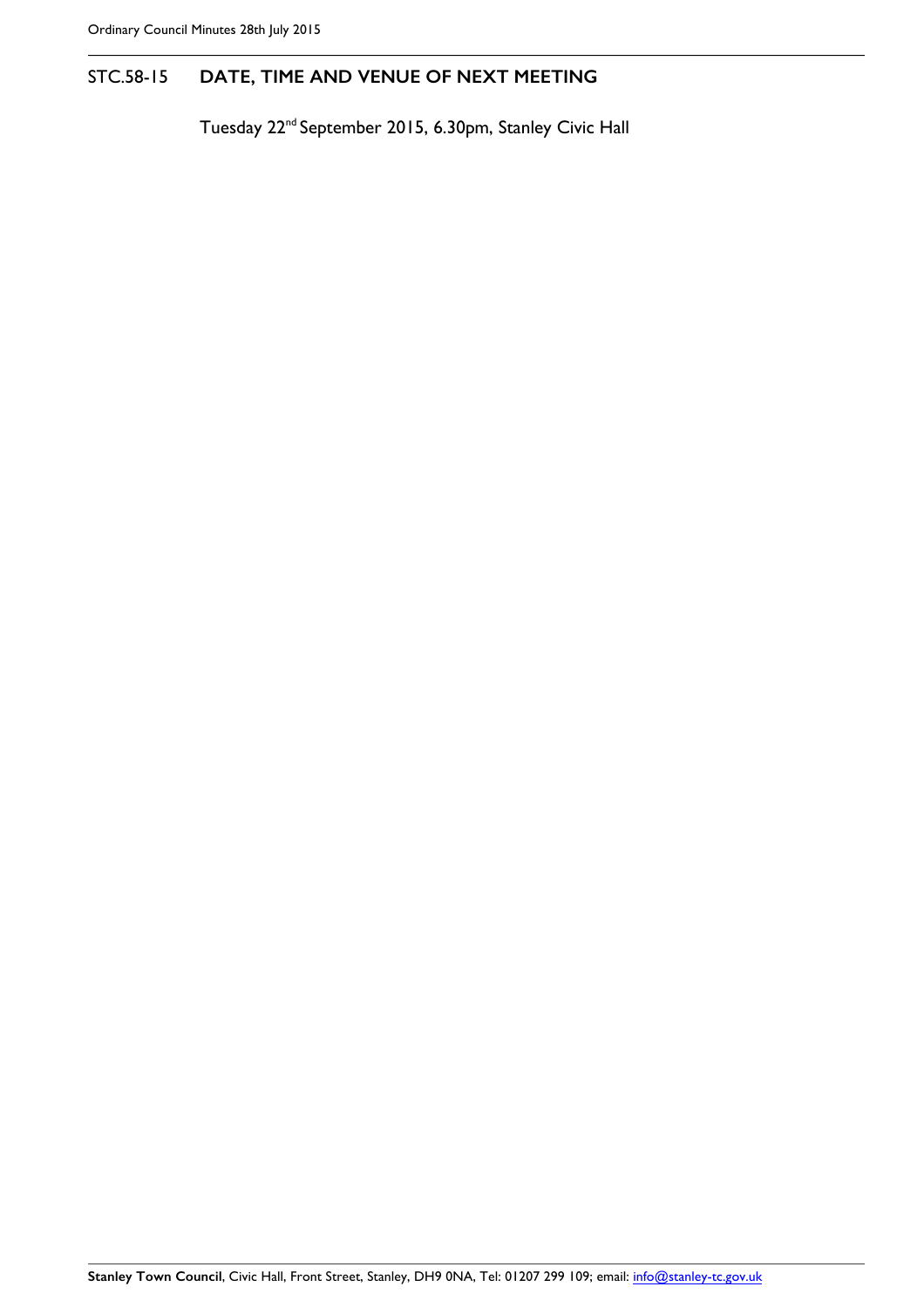## STC.58-15 DATE, TIME AND VENUE OF NEXT MEETING

Tuesday 22nd September 2015, 6.30pm, Stanley Civic Hall